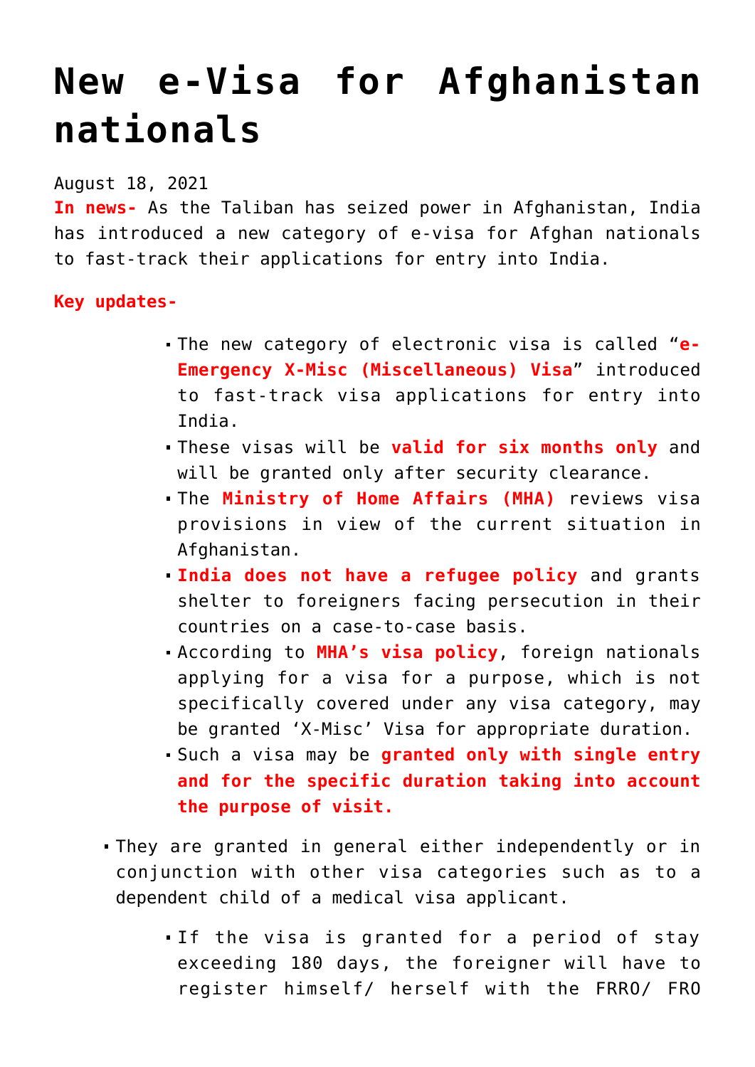# New e-Visa for Afghanistan nationals

August 18, 2021

**In news-** As the Taliban has seized power in Afghanistan, India has introduced a new category of e-visa for Afghan nationals to fast-track their applications for entry into India.

**Key updates-**

- The new category of electronic visa is called "**e-Emergency X-Misc (Miscellaneous) Visa**" introduced to fast-track visa applications for entry into India.
- These visas will be **valid for six months only** and will be granted only after security clearance.
- The **Ministry of Home Affairs (MHA)** reviews visa provisions in view of the current situation in Afghanistan.
- **India does not have a refugee policy** and grants shelter to foreigners facing persecution in their countries on a case-to-case basis.
- According to **MHA's visa policy**, foreign nationals applying for a visa for a purpose, which is not specifically covered under any visa category, may be granted 'X-Misc' Visa for appropriate duration.
- Such a visa may be **granted only with single entry and for the specific duration taking into account the purpose of visit.**

- They are granted in general either independently or in conjunction with other visa categories such as to a dependent child of a medical visa applicant.

  - If the visa is granted for a period of stay exceeding 180 days, the foreigner will have to register himself/ herself with the FRRO/ FRO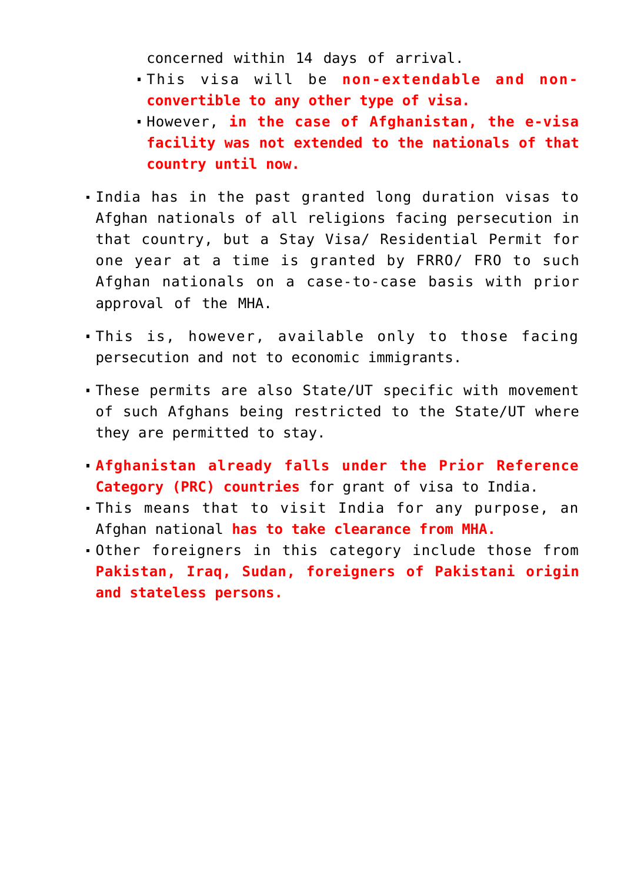concerned within 14 days of arrival.
    - This visa will be **non-extendable and non-convertible to any other type of visa.**
    - However, **in the case of Afghanistan, the e-visa facility was not extended to the nationals of that country until now.**

- India has in the past granted long duration visas to Afghan nationals of all religions facing persecution in that country, but a Stay Visa/ Residential Permit for one year at a time is granted by FRRO/ FRO to such Afghan nationals on a case-to-case basis with prior approval of the MHA.

- This is, however, available only to those facing persecution and not to economic immigrants.

- These permits are also State/UT specific with movement of such Afghans being restricted to the State/UT where they are permitted to stay.

- **Afghanistan already falls under the Prior Reference Category (PRC) countries** for grant of visa to India.
- This means that to visit India for any purpose, an Afghan national **has to take clearance from MHA.**
- Other foreigners in this category include those from **Pakistan, Iraq, Sudan, foreigners of Pakistani origin and stateless persons.**